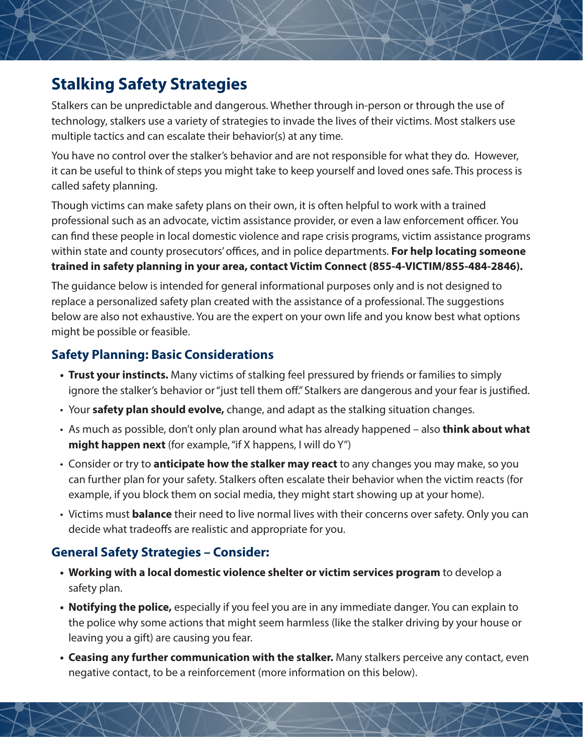# Stalking Safety Strategies

Stalkers can be unpredictable and dangerous. Whether through in-person or through the use of technology, stalkers use a variety of strategies to invade the lives of their victims. Most stalkers use multiple tactics and can escalate their behavior(s) at any time.

You have no control over the stalker's behavior and are not responsible for what they do. However, it can be useful to think of steps you might take to keep yourself and loved ones safe. This process is called safety planning.

Though victims can make safety plans on their own, it is often helpful to work with a trained professional such as an advocate, victim assistance provider, or even a law enforcement officer. You can find these people in local domestic violence and rape crisis programs, victim assistance programs within state and county prosecutors' offices, and in police departments. **For help locating someone trained in safety planning in your area, contact Victim Connect (855-4-VICTIM/855-484-2846).**

The guidance below is intended for general informational purposes only and is not designed to replace a personalized safety plan created with the assistance of a professional. The suggestions below are also not exhaustive. You are the expert on your own life and you know best what options might be possible or feasible.

## Safety Planning: Basic Considerations

- **Trust your instincts.** Many victims of stalking feel pressured by friends or families to simply ignore the stalker's behavior or "just tell them off." Stalkers are dangerous and your fear is justified.
- Your **safety plan should evolve,** change, and adapt as the stalking situation changes.
- As much as possible, don't only plan around what has already happened – also **think about what might happen next** (for example, "if X happens, I will do Y")
- Consider or try to **anticipate how the stalker may react** to any changes you may make, so you can further plan for your safety. Stalkers often escalate their behavior when the victim reacts (for example, if you block them on social media, they might start showing up at your home).
- Victims must **balance** their need to live normal lives with their concerns over safety. Only you can decide what tradeoffs are realistic and appropriate for you.

## General Safety Strategies – Consider:

- **Working with a local domestic violence shelter or victim services program** to develop a safety plan.
- **Notifying the police,** especially if you feel you are in any immediate danger. You can explain to the police why some actions that might seem harmless (like the stalker driving by your house or leaving you a gift) are causing you fear.
- **Ceasing any further communication with the stalker.** Many stalkers perceive any contact, even negative contact, to be a reinforcement (more information on this below).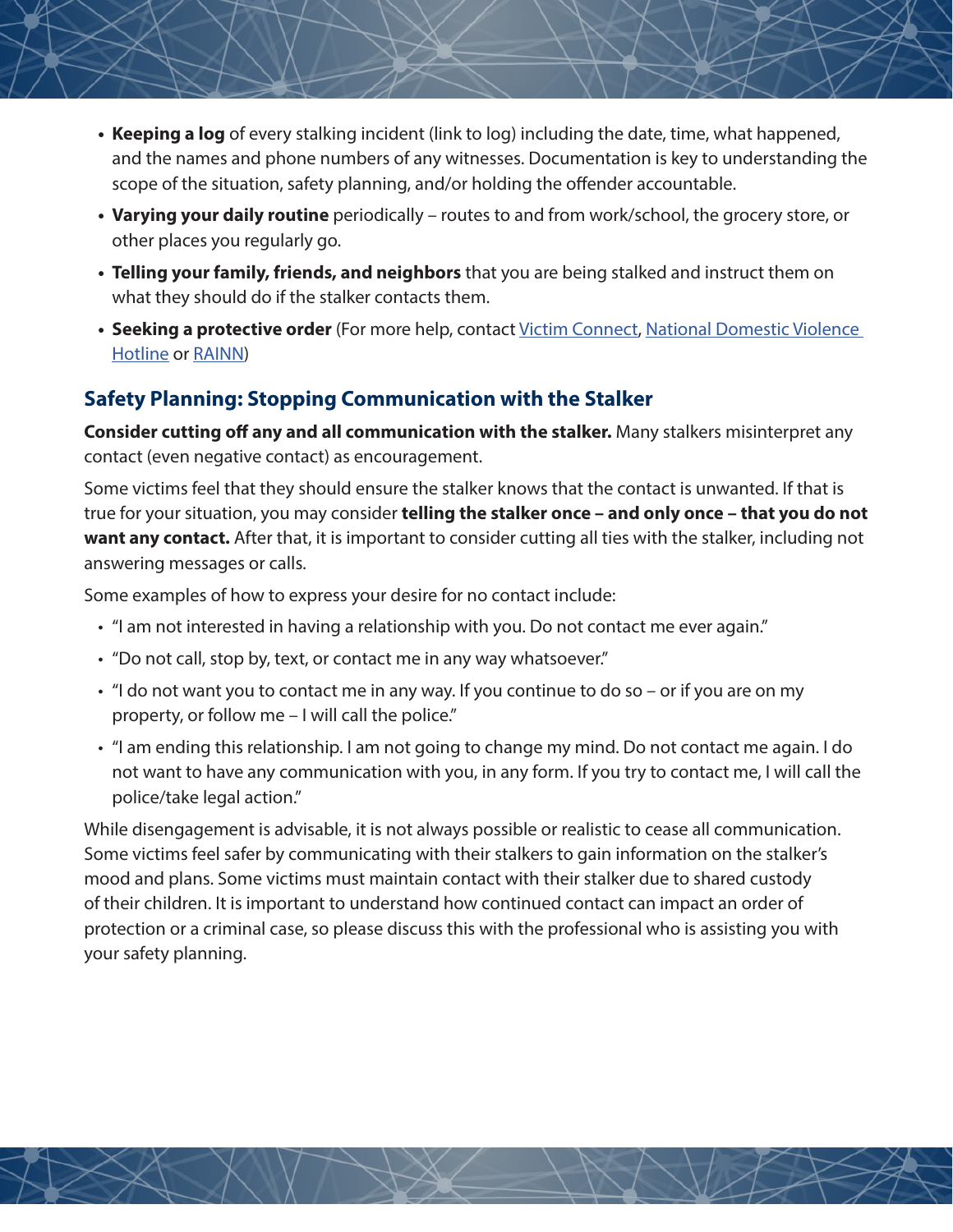- **Keeping a log** of every stalking incident (link to log) including the date, time, what happened, and the names and phone numbers of any witnesses. Documentation is key to understanding the scope of the situation, safety planning, and/or holding the offender accountable.
- **Varying your daily routine** periodically – routes to and from work/school, the grocery store, or other places you regularly go.
- **Telling your family, friends, and neighbors** that you are being stalked and instruct them on what they should do if the stalker contacts them.
- **Seeking a protective order** (For more help, contact Victim Connect, National Domestic Violence Hotline or RAINN)

## Safety Planning: Stopping Communication with the Stalker

**Consider cutting off any and all communication with the stalker.** Many stalkers misinterpret any contact (even negative contact) as encouragement.

Some victims feel that they should ensure the stalker knows that the contact is unwanted. If that is true for your situation, you may consider **telling the stalker once – and only once – that you do not want any contact.** After that, it is important to consider cutting all ties with the stalker, including not answering messages or calls.

Some examples of how to express your desire for no contact include:

- "I am not interested in having a relationship with you. Do not contact me ever again."
- "Do not call, stop by, text, or contact me in any way whatsoever."
- "I do not want you to contact me in any way. If you continue to do so – or if you are on my property, or follow me – I will call the police."
- "I am ending this relationship. I am not going to change my mind. Do not contact me again. I do not want to have any communication with you, in any form. If you try to contact me, I will call the police/take legal action."

While disengagement is advisable, it is not always possible or realistic to cease all communication. Some victims feel safer by communicating with their stalkers to gain information on the stalker's mood and plans. Some victims must maintain contact with their stalker due to shared custody of their children. It is important to understand how continued contact can impact an order of protection or a criminal case, so please discuss this with the professional who is assisting you with your safety planning.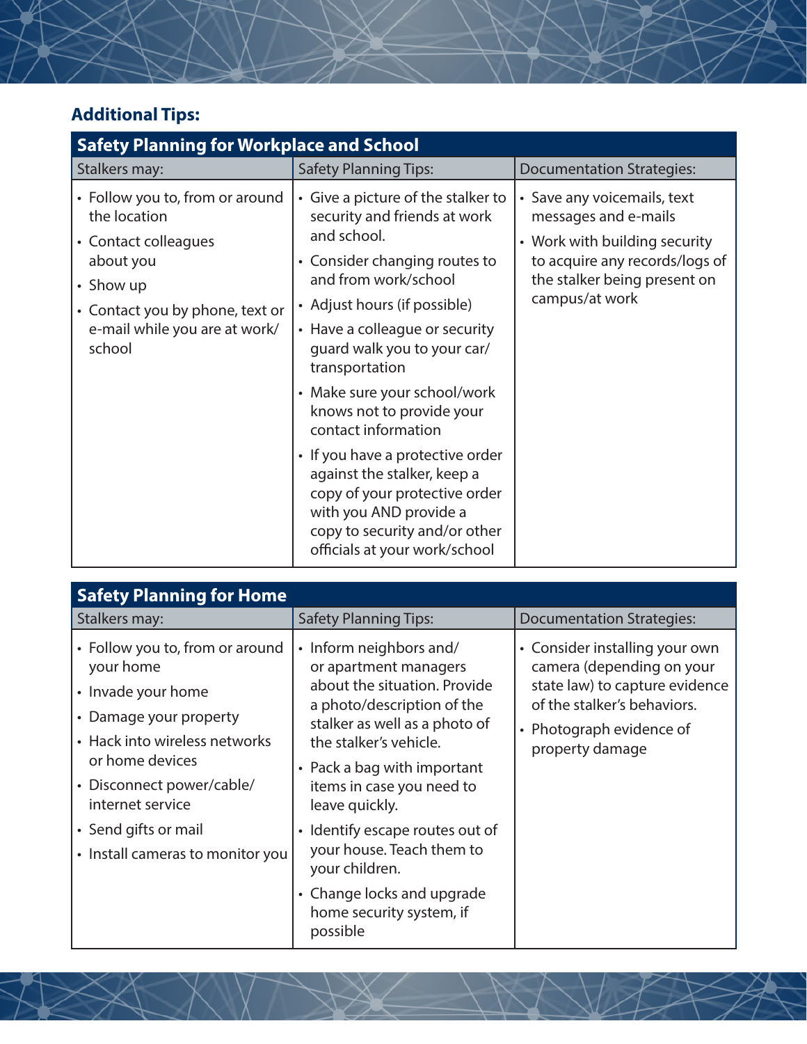## Additional Tips:

| Safety Planning for Workplace and School | | |
|---|---|---|
| Stalkers may: | Safety Planning Tips: | Documentation Strategies: |
| • Follow you to, from or around the location<br>• Contact colleagues about you<br>• Show up<br>• Contact you by phone, text or e-mail while you are at work/school | • Give a picture of the stalker to security and friends at work and school.<br>• Consider changing routes to and from work/school<br>• Adjust hours (if possible)<br>• Have a colleague or security guard walk you to your car/transportation<br>• Make sure your school/work knows not to provide your contact information<br>• If you have a protective order against the stalker, keep a copy of your protective order with you AND provide a copy to security and/or other officials at your work/school | • Save any voicemails, text messages and e-mails<br>• Work with building security to acquire any records/logs of the stalker being present on campus/at work |

| Safety Planning for Home | | |
|---|---|---|
| Stalkers may: | Safety Planning Tips: | Documentation Strategies: |
| • Follow you to, from or around your home<br>• Invade your home<br>• Damage your property<br>• Hack into wireless networks or home devices<br>• Disconnect power/cable/internet service<br>• Send gifts or mail<br>• Install cameras to monitor you | • Inform neighbors and/or apartment managers about the situation. Provide a photo/description of the stalker as well as a photo of the stalker's vehicle.<br>• Pack a bag with important items in case you need to leave quickly.<br>• Identify escape routes out of your house. Teach them to your children.<br>• Change locks and upgrade home security system, if possible | • Consider installing your own camera (depending on your state law) to capture evidence of the stalker's behaviors.<br>• Photograph evidence of property damage |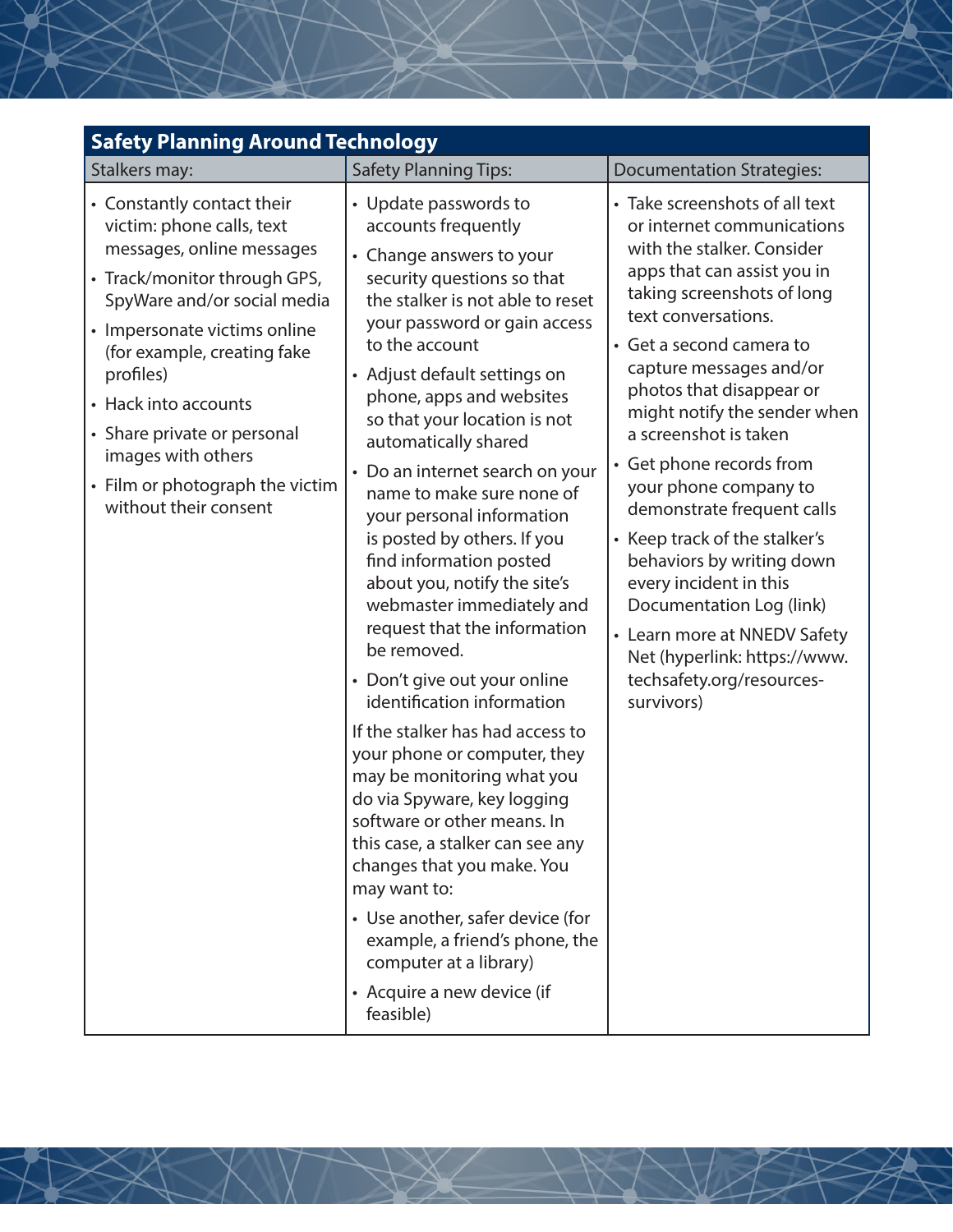## Safety Planning Around Technology

| Stalkers may: | Safety Planning Tips: | Documentation Strategies: |
|---|---|---|
| • Constantly contact their victim: phone calls, text messages, online messages<br>• Track/monitor through GPS, SpyWare and/or social media<br>• Impersonate victims online (for example, creating fake profiles)<br>• Hack into accounts<br>• Share private or personal images with others<br>• Film or photograph the victim without their consent | • Update passwords to accounts frequently<br>• Change answers to your security questions so that the stalker is not able to reset your password or gain access to the account<br>• Adjust default settings on phone, apps and websites so that your location is not automatically shared<br>• Do an internet search on your name to make sure none of your personal information is posted by others. If you find information posted about you, notify the site's webmaster immediately and request that the information be removed.<br>• Don't give out your online identification information<br><br>If the stalker has had access to your phone or computer, they may be monitoring what you do via Spyware, key logging software or other means. In this case, a stalker can see any changes that you make. You may want to:<br>• Use another, safer device (for example, a friend's phone, the computer at a library)<br>• Acquire a new device (if feasible) | • Take screenshots of all text or internet communications with the stalker. Consider apps that can assist you in taking screenshots of long text conversations.<br>• Get a second camera to capture messages and/or photos that disappear or might notify the sender when a screenshot is taken<br>• Get phone records from your phone company to demonstrate frequent calls<br>• Keep track of the stalker's behaviors by writing down every incident in this Documentation Log (link)<br>• Learn more at NNEDV Safety Net (hyperlink: https://www.techsafety.org/resources-survivors) |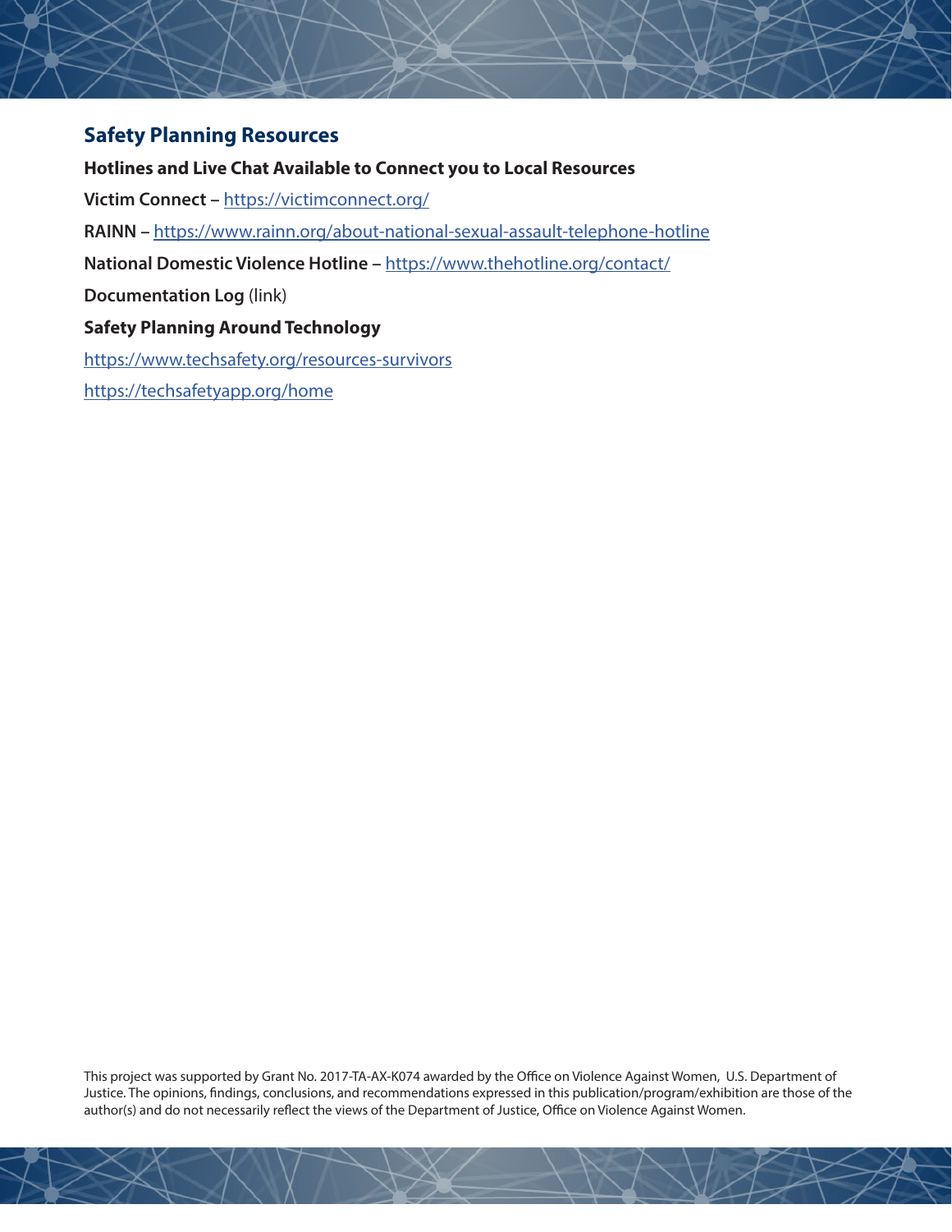## Safety Planning Resources

**Hotlines and Live Chat Available to Connect you to Local Resources**

**Victim Connect** – https://victimconnect.org/

**RAINN** – https://www.rainn.org/about-national-sexual-assault-telephone-hotline

**National Domestic Violence Hotline** – https://www.thehotline.org/contact/

**Documentation Log** (link)

**Safety Planning Around Technology**

https://www.techsafety.org/resources-survivors

https://techsafetyapp.org/home

This project was supported by Grant No. 2017-TA-AX-K074 awarded by the Office on Violence Against Women, U.S. Department of Justice. The opinions, findings, conclusions, and recommendations expressed in this publication/program/exhibition are those of the author(s) and do not necessarily reflect the views of the Department of Justice, Office on Violence Against Women.